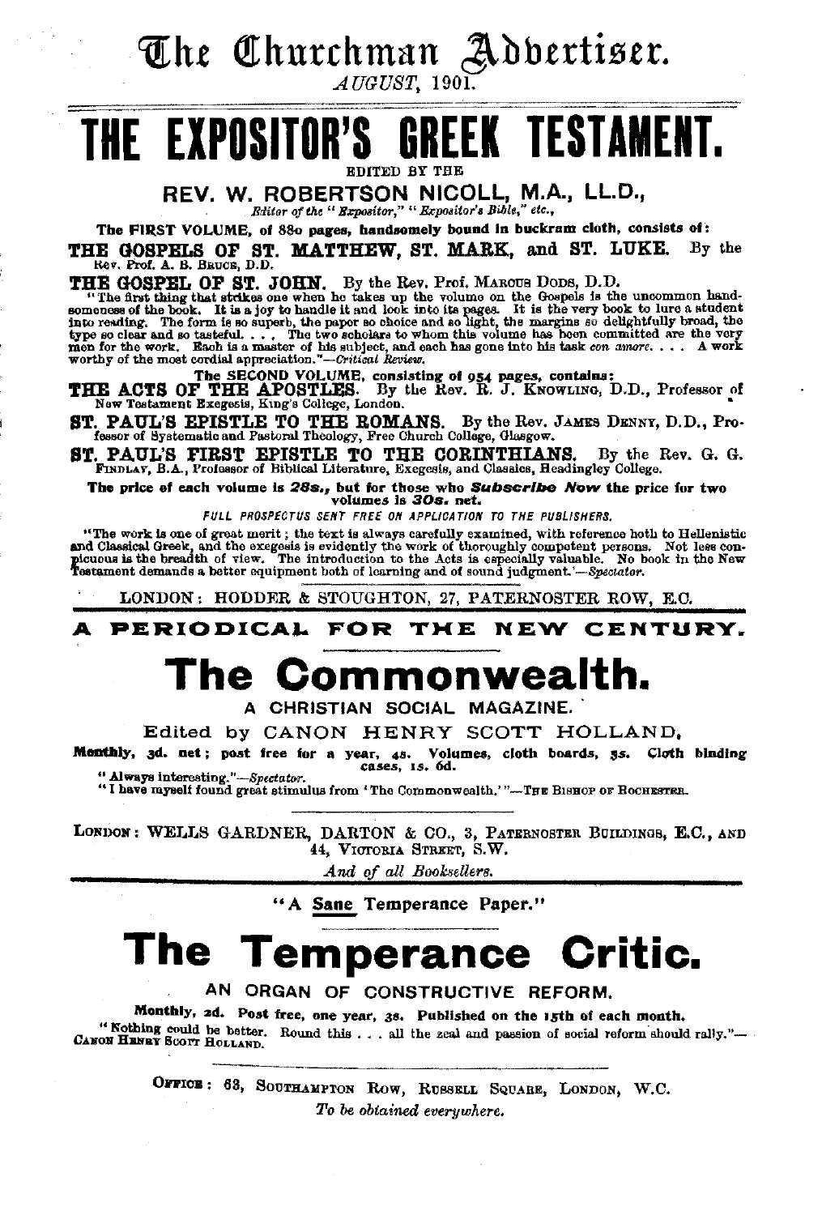# The Churchman Advertiser.

*AUGUST*, 1901.

# THE EXPOSITOR'S GREEK TESTAMENT.

EDITED BY THE

## REV. W. ROBERTSON NICOLL, M.A., LL.D.,

*Editor of the "Expositor," "Expositor's Bible," etc.,*

**The FIRST VOLUME, of 880 pages, handsomely bound in buckram cloth, consists of:**

**THE GOSPELS OF ST. MATTHEW, ST. MARK, and ST. LUKE.** By the Rev. Prof. A. B. BRUCE, D.D.

**THE GOSPEL OF ST. JOHN.** By the Rev. Prof. MARCUS DODS, D.D.

"The first thing that strikes one when he takes up the volume on the Gospels is the uncommon handsomeness of the book. It is a joy to handle it and look into its pages. It is the very book to lure a student into reading. The form is so superb, the paper so choice and so light, the margins so delightfully broad, the type so clear and so tasteful. . . . The two scholars to whom this volume has been committed are the very men for the work. Each is a master of his subject, and each has gone into his task *con amore*. . . . A work worthy of the most cordial appreciation."—*Critical Review.*

**The SECOND VOLUME, consisting of 954 pages, contains:**

**THE ACTS OF THE APOSTLES.** By the Rev. R. J. KNOWLING, D.D., Professor of New Testament Exegesis, King's College, London.

**ST. PAUL'S EPISTLE TO THE ROMANS.** By the Rev. JAMES DENNY, D.D., Professor of Systematic and Pastoral Theology, Free Church College, Glasgow.

**ST. PAUL'S FIRST EPISTLE TO THE CORINTHIANS.** By the Rev. G. G. FINDLAY, B.A., Professor of Biblical Literature, Exegesis, and Classics, Headingley College.

**The price of each volume is *28s.*, but for those who *Subscribe Now* the price for two volumes is *30s.* net.**

*FULL PROSPECTUS SENT FREE ON APPLICATION TO THE PUBLISHERS.*

"The work is one of great merit; the text is always carefully examined, with reference both to Hellenistic and Classical Greek, and the exegesis is evidently the work of thoroughly competent persons. Not less conspicuous is the breadth of view. The introduction to the Acts is especially valuable. No book in the New Testament demands a better equipment both of learning and of sound judgment."—*Spectator.*

LONDON: HODDER & STOUGHTON, 27, PATERNOSTER ROW, E.C.

---

**A PERIODICAL FOR THE NEW CENTURY.**

# The Commonwealth.

A CHRISTIAN SOCIAL MAGAZINE.

Edited by CANON HENRY SCOTT HOLLAND,

**Monthly, 3d. net; post free for a year, 4s. Volumes, cloth boards, 5s. Cloth binding cases, 1s. 6d.**

"Always interesting."—*Spectator.*

"I have myself found great stimulus from 'The Commonwealth.'"—THE BISHOP OF ROCHESTER.

LONDON: WELLS GARDNER, DARTON & CO., 3, PATERNOSTER BUILDINGS, E.C., AND 44, VICTORIA STREET, S.W.

*And of all Booksellers.*

---

"A Sane Temperance Paper."

# The Temperance Critic.

AN ORGAN OF CONSTRUCTIVE REFORM.

**Monthly, 2d. Post free, one year, 3s. Published on the 15th of each month.**

"Nothing could be better. Round this . . . all the zeal and passion of social reform should rally."—CANON HENRY SCOTT HOLLAND.

OFFICE: 63, SOUTHAMPTON ROW, RUSSELL SQUARE, LONDON, W.C.

*To be obtained everywhere.*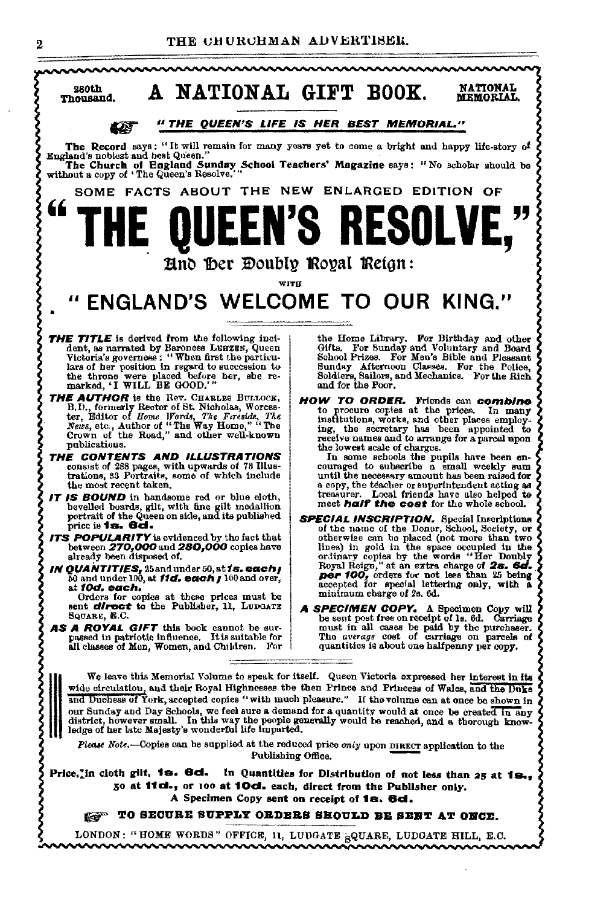280th Thousand.

# A NATIONAL GIFT BOOK.

NATIONAL MEMORIAL.

***"THE QUEEN'S LIFE IS HER BEST MEMORIAL."***

**The Record** says: "It will remain for many years yet to come a bright and happy life-story of England's noblest and best Queen."

**The Church of England Sunday School Teachers' Magazine** says: "No scholar should be without a copy of 'The Queen's Resolve.'"

SOME FACTS ABOUT THE NEW ENLARGED EDITION OF

# "THE QUEEN'S RESOLVE,"

## And Her Doubly Royal Reign:

WITH

## "ENGLAND'S WELCOME TO OUR KING."

***THE TITLE*** is derived from the following incident, as narrated by Baroness LEHZEN, Queen Victoria's governess: "When first the particulars of her position in regard to succession to the throne were placed before her, she remarked, 'I WILL BE GOOD.'"

***THE AUTHOR*** is the Rev. CHARLES BULLOCK, B.D., formerly Rector of St. Nicholas, Worcester, Editor of *Home Words, The Fireside, The News*, etc., Author of "The Way Home," "The Crown of the Road," and other well-known publications.

***THE CONTENTS AND ILLUSTRATIONS*** consist of 288 pages, with upwards of 78 Illustrations, 35 Portraits, some of which include the most recent taken.

***IT IS BOUND*** in handsome red or blue cloth, bevelled boards, gilt, with fine gilt medallion portrait of the Queen on side, and its published price is **1s. 6d.**

***ITS POPULARITY*** is evidenced by the fact that between ***270,000*** and ***280,000*** copies have already been disposed of.

***IN QUANTITIES,*** 25 and under 50, at ***1s. each;*** 50 and under 100, at ***11d. each;*** 100 and over, at ***10d. each.***

Orders for copies at these prices must be sent ***direct*** to the Publisher, 11, LUDGATE SQUARE, E.C.

***AS A ROYAL GIFT*** this book cannot be surpassed in patriotic influence. It is suitable for all classes of Men, Women, and Children. For the Home Library. For Birthday and other Gifts. For Sunday and Voluntary and Board School Prizes. For Men's Bible and Pleasant Sunday Afternoon Classes. For the Police, Soldiers, Sailors, and Mechanics. For the Rich and for the Poor.

***HOW TO ORDER.*** Friends can ***combine*** to procure copies at the prices. In many institutions, works, and other places employing, the secretary has been appointed to receive names and to arrange for a parcel upon the lowest scale of charges.

In some schools the pupils have been encouraged to subscribe a small weekly sum until the necessary amount has been raised for a copy, the teacher or superintendent acting as treasurer. Local friends have also helped to meet ***half the cost*** for the whole school.

***SPECIAL INSCRIPTION.*** Special Inscriptions of the name of the Donor, School, Society, or otherwise can be placed (not more than two lines) in gold in the space occupied in the ordinary copies by the words "Her Doubly Royal Reign," at an extra charge of ***2s. 6d. per 100,*** orders for not less than 25 being accepted for special lettering only, with a minimum charge of 2s. 6d.

***A SPECIMEN COPY.*** A Specimen Copy will be sent post free on receipt of 1s. 6d. Carriage must in all cases be paid by the purchaser. The *average* cost of carriage on parcels of quantities is about one halfpenny per copy.

---

We leave this Memorial Volume to speak for itself. Queen Victoria expressed her interest in its wide circulation, and their Royal Highnesses the then Prince and Princess of Wales, and the Duke and Duchess of York, accepted copies "with much pleasure." If the volume can at once be shown in our Sunday and Day Schools, we feel sure a demand for a quantity would at once be created in any district, however small. In this way the people generally would be reached, and a thorough knowledge of her late Majesty's wonderful life imparted.

*Please Note.*—Copies can be supplied at the reduced price *only* upon DIRECT application to the Publishing Office.

**Price, in cloth gilt, 1s. 6d. In Quantities for Distribution of not less than 25 at 1s., 50 at 11d., or 100 at 10d. each, direct from the Publisher only.**

**A Specimen Copy sent on receipt of 1s. 6d.**

**TO SECURE SUPPLY ORDERS SHOULD BE SENT AT ONCE.**

LONDON: "HOME WORDS" OFFICE, 11, LUDGATE SQUARE, LUDGATE HILL, E.C.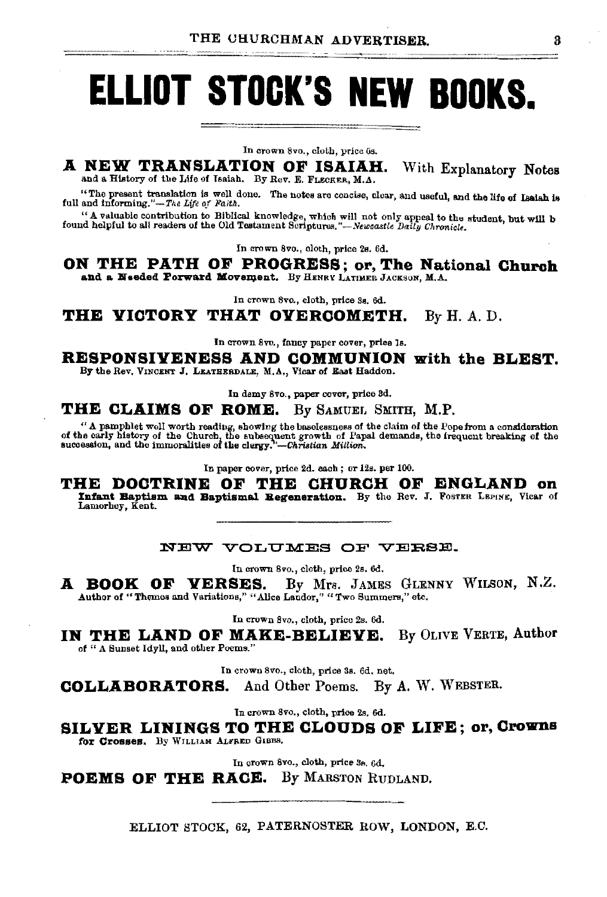# ELLIOT STOCK'S NEW BOOKS.

In crown 8vo., cloth, price 6s.

**A NEW TRANSLATION OF ISAIAH.** With Explanatory Notes and a History of the Life of Isaiah. By Rev. E. FLECKER, M.A.

"The present translation is well done. The notes are concise, clear, and useful, and the life of Isaiah is full and informing."—*The Life of Faith.*

"A valuable contribution to Biblical knowledge, which will not only appeal to the student, but will b found helpful to all readers of the Old Testament Scriptures."—*Newcastle Daily Chronicle.*

In crown 8vo., cloth, price 2s. 6d.

**ON THE PATH OF PROGRESS; or, The National Church and a Needed Forward Movement.** By HENRY LATIMER JACKSON, M.A.

In crown 8vo., cloth, price 3s. 6d.

**THE VICTORY THAT OVERCOMETH.** By H. A. D.

In crown 8vo., fancy paper cover, price 1s.

**RESPONSIVENESS AND COMMUNION with the BLEST.** By the Rev. VINCENT J. LEATHERDALE, M.A., Vicar of East Haddon.

In demy 8vo., paper cover, price 3d.

**THE CLAIMS OF ROME.** By SAMUEL SMITH, M.P.

"A pamphlet well worth reading, showing the baselessness of the claim of the Pope from a consideration of the early history of the Church, the subsequent growth of Papal demands, the frequent breaking of the succession, and the immoralities of the clergy."—*Christian Million.*

In paper cover, price 2d. each; or 12s. per 100.

**THE DOCTRINE OF THE CHURCH OF ENGLAND on Infant Baptism and Baptismal Regeneration.** By the Rev. J. FOSTER LEPINE, Vicar of Lamorbey, Kent.

## NEW VOLUMES OF VERSE.

In crown 8vo., cloth, price 2s. 6d.

**A BOOK OF VERSES.** By Mrs. JAMES GLENNY WILSON, N.Z. Author of "Themes and Variations," "Alice Landor," "Two Summers," etc.

In crown 8vo., cloth, price 2s. 6d.

**IN THE LAND OF MAKE-BELIEVE.** By OLIVE VERTE, Author of "A Sunset Idyll, and other Poems."

In crown 8vo., cloth, price 3s. 6d. net.

**COLLABORATORS.** And Other Poems. By A. W. WEBSTER.

In crown 8vo., cloth, price 2s. 6d.

**SILVER LININGS TO THE CLOUDS OF LIFE; or, Crowns for Crosses.** By WILLIAM ALFRED GIBBS.

In crown 8vo., cloth, price 3s. 6d.

**POEMS OF THE RACE.** By MARSTON RUDLAND.

ELLIOT STOCK, 62, PATERNOSTER ROW, LONDON, E.C.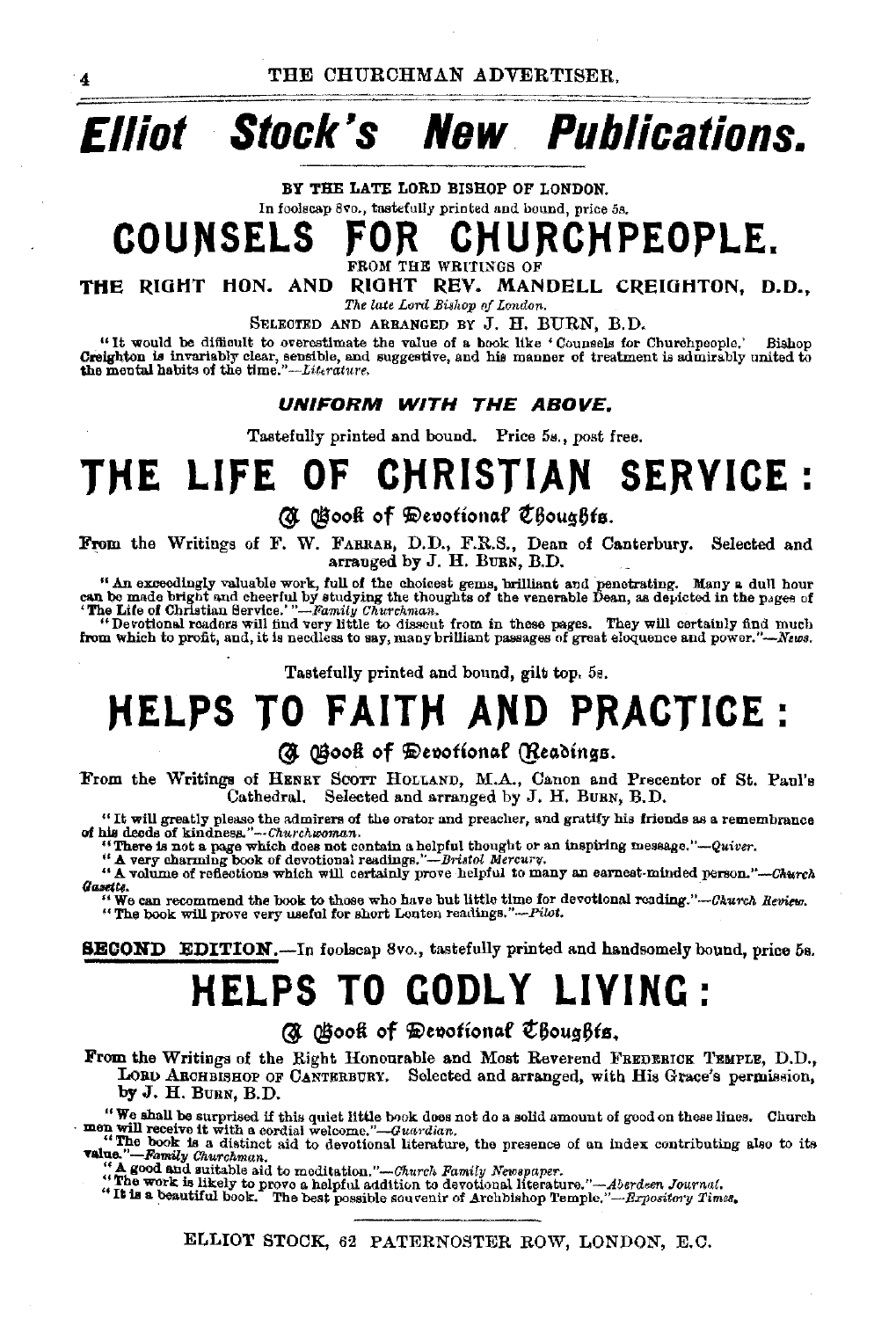# *Elliot Stock's New Publications.*

BY THE LATE LORD BISHOP OF LONDON.

In foolscap 8vo., tastefully printed and bound, price 5s.

## COUNSELS FOR CHURCHPEOPLE.

FROM THE WRITINGS OF

**THE RIGHT HON. AND RIGHT REV. MANDELL CREIGHTON, D.D.,**

*The late Lord Bishop of London.*

SELECTED AND ARRANGED BY J. H. BURN, B.D.

"It would be difficult to overestimate the value of a book like 'Counsels for Churchpeople.' Bishop Creighton is invariably clear, sensible, and suggestive, and his manner of treatment is admirably united to the mental habits of the time."—*Literature.*

***UNIFORM WITH THE ABOVE.***

Tastefully printed and bound. Price 5s., post free.

## THE LIFE OF CHRISTIAN SERVICE:

### A Book of Devotional Thoughts.

From the Writings of F. W. FARRAR, D.D., F.R.S., Dean of Canterbury. Selected and arranged by J. H. BURN, B.D.

"An exceedingly valuable work, full of the choicest gems, brilliant and penetrating. Many a dull hour can be made bright and cheerful by studying the thoughts of the venerable Dean, as depicted in the pages of 'The Life of Christian Service.'"—*Family Churchman.*

"Devotional readers will find very little to dissent from in these pages. They will certainly find much from which to profit, and, it is needless to say, many brilliant passages of great eloquence and power."—*News.*

Tastefully printed and bound, gilt top, 5s.

## HELPS TO FAITH AND PRACTICE:

### A Book of Devotional Readings.

From the Writings of HENRY SCOTT HOLLAND, M.A., Canon and Precentor of St. Paul's Cathedral. Selected and arranged by J. H. BURN, B.D.

"It will greatly please the admirers of the orator and preacher, and gratify his friends as a remembrance of his deeds of kindness."—*Churchwoman.*

"There is not a page which does not contain a helpful thought or an inspiring message."—*Quiver.*

"A very charming book of devotional readings."—*Bristol Mercury.*

"A volume of reflections which will certainly prove helpful to many an earnest-minded person."—*Church Gazette.*

"We can recommend the book to those who have but little time for devotional reading."—*Church Review.*

"The book will prove very useful for short Lenten readings."—*Pilot.*

**SECOND EDITION.**—In foolscap 8vo., tastefully printed and handsomely bound, price 5s.

## HELPS TO GODLY LIVING:

### A Book of Devotional Thoughts.

From the Writings of the Right Honourable and Most Reverend FREDERICK TEMPLE, D.D., LORD ARCHBISHOP OF CANTERBURY. Selected and arranged, with His Grace's permission, by J. H. BURN, B.D.

"We shall be surprised if this quiet little book does not do a solid amount of good on these lines. Church men will receive it with a cordial welcome."—*Guardian.*

"The book is a distinct aid to devotional literature, the presence of an index contributing also to its value."—*Family Churchman.*

"A good and suitable aid to meditation."—*Church Family Newspaper.*

"The work is likely to prove a helpful addition to devotional literature."—*Aberdeen Journal.*

"It is a beautiful book. The best possible souvenir of Archbishop Temple."—*Expository Times.*

ELLIOT STOCK, 62 PATERNOSTER ROW, LONDON, E.C.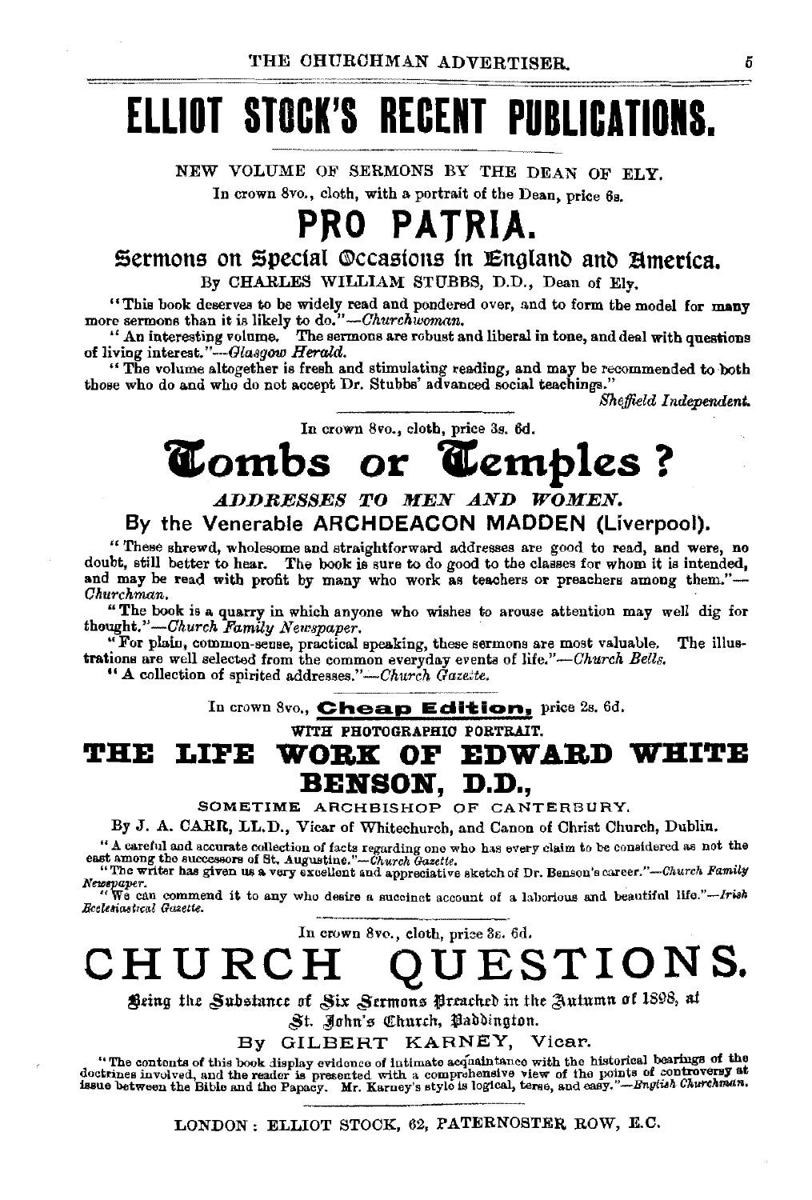# ELLIOT STOCK'S RECENT PUBLICATIONS.

NEW VOLUME OF SERMONS BY THE DEAN OF ELY.

In crown 8vo., cloth, with a portrait of the Dean, price 6s.

## PRO PATRIA.

### Sermons on Special Occasions in England and America.

By CHARLES WILLIAM STUBBS, D.D., Dean of Ely.

"This book deserves to be widely read and pondered over, and to form the model for many more sermons than it is likely to do."—*Churchwoman.*

"An interesting volume. The sermons are robust and liberal in tone, and deal with questions of living interest."—*Glasgow Herald.*

"The volume altogether is fresh and stimulating reading, and may be recommended to both those who do and who do not accept Dr. Stubbs' advanced social teachings."

*Sheffield Independent.*

In crown 8vo., cloth, price 3s. 6d.

## Tombs or Temples?

***ADDRESSES TO MEN AND WOMEN.***

**By the Venerable ARCHDEACON MADDEN (Liverpool).**

"These shrewd, wholesome and straightforward addresses are good to read, and were, no doubt, still better to hear. The book is sure to do good to the classes for whom it is intended, and may be read with profit by many who work as teachers or preachers among them."—*Churchman.*

"The book is a quarry in which anyone who wishes to arouse attention may well dig for thought."—*Church Family Newspaper.*

"For plain, common-sense, practical speaking, these sermons are most valuable. The illustrations are well selected from the common everyday events of life."—*Church Bells.*

"A collection of spirited addresses."—*Church Gazette.*

In crown 8vo., **Cheap Edition,** price 2s. 6d.

WITH PHOTOGRAPHIC PORTRAIT.

## THE LIFE WORK OF EDWARD WHITE BENSON, D.D.,

SOMETIME ARCHBISHOP OF CANTERBURY.

By J. A. CARR, LL.D., Vicar of Whitechurch, and Canon of Christ Church, Dublin.

"A careful and accurate collection of facts regarding one who has every claim to be considered as not the east among the successors of St. Augustine."—*Church Gazette.*

"The writer has given us a very excellent and appreciative sketch of Dr. Benson's career."—*Church Family Newspaper.*

"We can commend it to any who desire a succinct account of a laborious and beautiful life."—*Irish Ecclesiastical Gazette.*

In crown 8vo., cloth, price 3s. 6d.

## CHURCH QUESTIONS.

Being the Substance of Six Sermons Preached in the Autumn of 1898, at St. John's Church, Paddington.

By GILBERT KARNEY, Vicar.

"The contents of this book display evidence of intimate acquaintance with the historical bearings of the doctrines involved, and the reader is presented with a comprehensive view of the points of controversy at issue between the Bible and the Papacy. Mr. Karney's style is logical, terse, and easy."—*English Churchman.*

LONDON: ELLIOT STOCK, 62, PATERNOSTER ROW, E.C.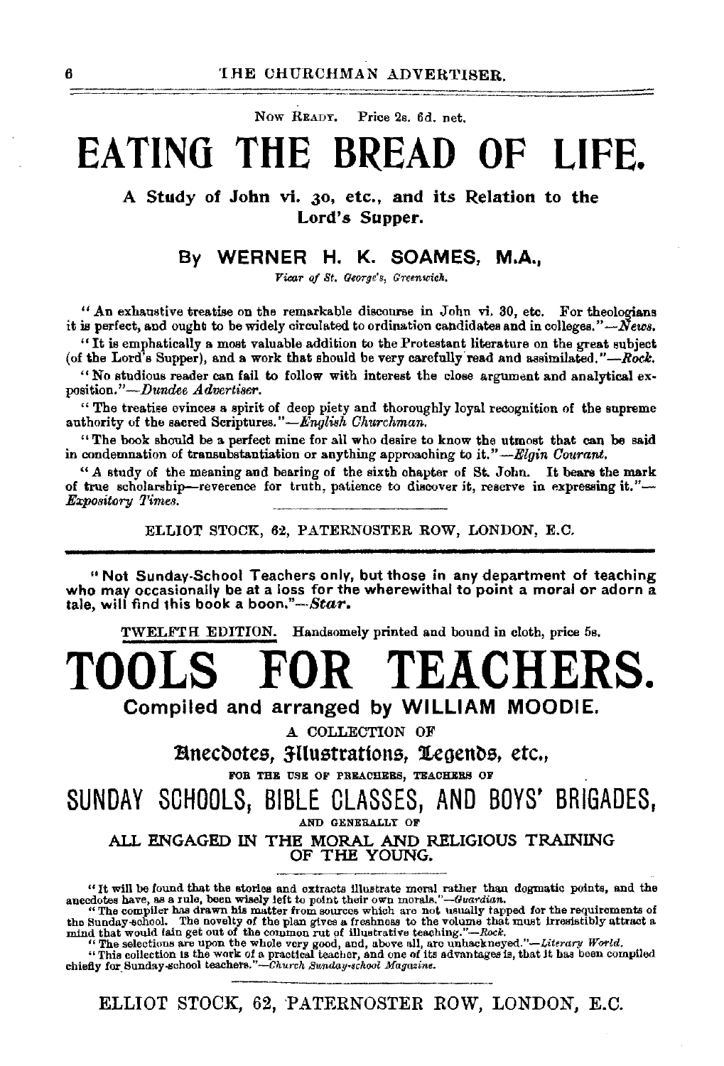Now Ready. Price 2s. 6d. net.

# EATING THE BREAD OF LIFE.

**A Study of John vi. 30, etc., and its Relation to the Lord's Supper.**

## By WERNER H. K. SOAMES, M.A.,

*Vicar of St. George's, Greenwich.*

"An exhaustive treatise on the remarkable discourse in John vi. 30, etc. For theologians it is perfect, and ought to be widely circulated to ordination candidates and in colleges."—*News.*

"It is emphatically a most valuable addition to the Protestant literature on the great subject (of the Lord's Supper), and a work that should be very carefully read and assimilated."—*Rock.*

"No studious reader can fail to follow with interest the close argument and analytical exposition."—*Dundee Advertiser.*

"The treatise evinces a spirit of deep piety and thoroughly loyal recognition of the supreme authority of the sacred Scriptures."—*English Churchman.*

"The book should be a perfect mine for all who desire to know the utmost that can be said in condemnation of transubstantiation or anything approaching to it."—*Elgin Courant.*

"A study of the meaning and bearing of the sixth chapter of St. John. It bears the mark of true scholarship—reverence for truth, patience to discover it, reserve in expressing it."—*Expository Times.*

ELLIOT STOCK, 62, PATERNOSTER ROW, LONDON, E.C.

---

"Not Sunday-School Teachers only, but those in any department of teaching who may occasionally be at a loss for the wherewithal to point a moral or adorn a tale, will find this book a boon."—*Star.*

TWELFTH EDITION. Handsomely printed and bound in cloth, price 5s.

# TOOLS FOR TEACHERS.

**Compiled and arranged by WILLIAM MOODIE.**

A COLLECTION OF

**Anecdotes, Illustrations, Legends, etc.,**

FOR THE USE OF PREACHERS, TEACHERS OF

## SUNDAY SCHOOLS, BIBLE CLASSES, AND BOYS' BRIGADES,

AND GENERALLY OF

ALL ENGAGED IN THE MORAL AND RELIGIOUS TRAINING OF THE YOUNG.

"It will be found that the stories and extracts illustrate moral rather than dogmatic points, and the anecdotes have, as a rule, been wisely left to point their own morals."—*Guardian.*

"The compiler has drawn his matter from sources which are not usually tapped for the requirements of the Sunday-school. The novelty of the plan gives a freshness to the volume that must irresistibly attract a mind that would fain get out of the common rut of illustrative teaching."—*Rock.*

"The selections are upon the whole very good, and, above all, are unhackneyed."—*Literary World.*

"This collection is the work of a practical teacher, and one of its advantages is, that it has been compiled chiefly for Sunday-school teachers."—*Church Sunday-school Magazine.*

ELLIOT STOCK, 62, PATERNOSTER ROW, LONDON, E.C.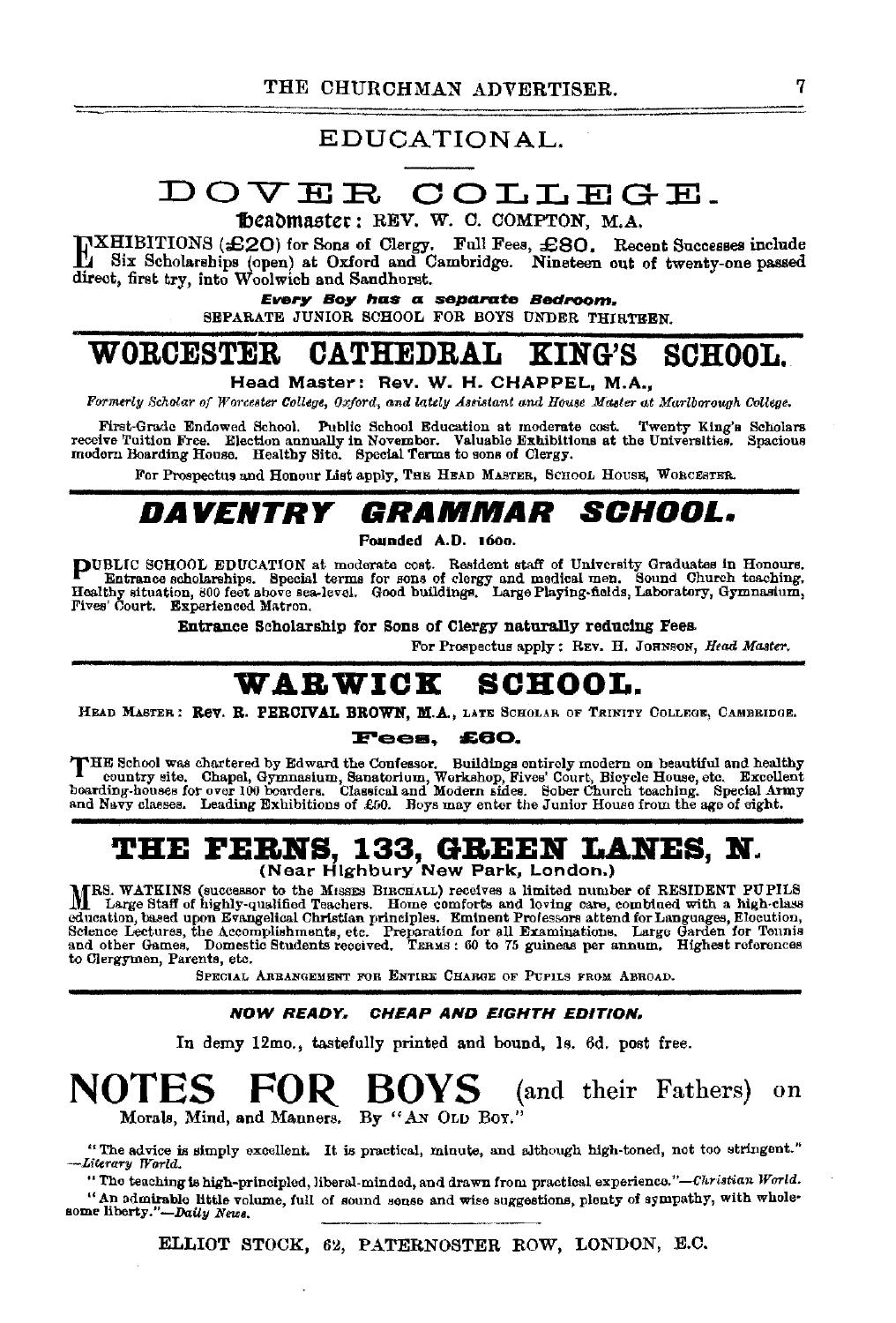## EDUCATIONAL.

# DOVER COLLEGE.

**Headmaster: REV. W. C. COMPTON, M.A.**

EXHIBITIONS (£20) for Sons of Clergy. Full Fees, £80. Recent Successes include Six Scholarships (open) at Oxford and Cambridge. Nineteen out of twenty-one passed direct, first try, into Woolwich and Sandhurst.

***Every Boy has a separate Bedroom.***

SEPARATE JUNIOR SCHOOL FOR BOYS UNDER THIRTEEN.

# WORCESTER CATHEDRAL KING'S SCHOOL.

**Head Master: Rev. W. H. CHAPPEL, M.A.,**

*Formerly Scholar of Worcester College, Oxford, and lately Assistant and House Master at Marlborough College.*

First-Grade Endowed School. Public School Education at moderate cost. Twenty King's Scholars receive Tuition Free. Election annually in November. Valuable Exhibitions at the Universities. Spacious modern Boarding House. Healthy Site. Special Terms to sons of Clergy.

For Prospectus and Honour List apply, THE HEAD MASTER, SCHOOL HOUSE, WORCESTER.

# *DAVENTRY GRAMMAR SCHOOL.*

**Founded A.D. 1600.**

PUBLIC SCHOOL EDUCATION at moderate cost. Resident staff of University Graduates in Honours. Entrance scholarships. Special terms for sons of clergy and medical men. Sound Church teaching. Healthy situation, 800 feet above sea-level. Good buildings. Large Playing-fields, Laboratory, Gymnasium, Fives' Court. Experienced Matron.

**Entrance Scholarship for Sons of Clergy naturally reducing Fees.**

For Prospectus apply: REV. H. JOHNSON, *Head Master.*

# WARWICK SCHOOL.

HEAD MASTER: **Rev. R. PERCIVAL BROWN, M.A.,** LATE SCHOLAR OF TRINITY COLLEGE, CAMBRIDGE.

**Fees, £60.**

THE School was chartered by Edward the Confessor. Buildings entirely modern on beautiful and healthy country site. Chapel, Gymnasium, Sanatorium, Workshop, Fives' Court, Bicycle House, etc. Excellent boarding-houses for over 100 boarders. Classical and Modern sides. Sober Church teaching. Special Army and Navy classes. Leading Exhibitions of £50. Boys may enter the Junior House from the age of eight.

# THE FERNS, 133, GREEN LANES, N.

**(Near Highbury New Park, London.)**

MRS. WATKINS (successor to the MISSES BIRCHALL) receives a limited number of RESIDENT PUPILS Large Staff of highly-qualified Teachers. Home comforts and loving care, combined with a high-class education, based upon Evangelical Christian principles. Eminent Professors attend for Languages, Elocution, Science Lectures, the Accomplishments, etc. Preparation for all Examinations. Large Garden for Tennis and other Games. Domestic Students received. TERMS: 60 to 75 guineas per annum. Highest references to Clergymen, Parents, etc.

SPECIAL ARRANGEMENT FOR ENTIRE CHARGE OF PUPILS FROM ABROAD.

***NOW READY. CHEAP AND EIGHTH EDITION.***

In demy 12mo., tastefully printed and bound, 1s. 6d. post free.

# NOTES FOR BOYS (and their Fathers) on

Morals, Mind, and Manners. By "AN OLD BOY."

"The advice is simply excellent. It is practical, minute, and although high-toned, not too stringent." —*Literary World.*

"The teaching is high-principled, liberal-minded, and drawn from practical experience."—*Christian World.*

"An admirable little volume, full of sound sense and wise suggestions, plenty of sympathy, with wholesome liberty."—*Daily News.*

ELLIOT STOCK, 62, PATERNOSTER ROW, LONDON, E.C.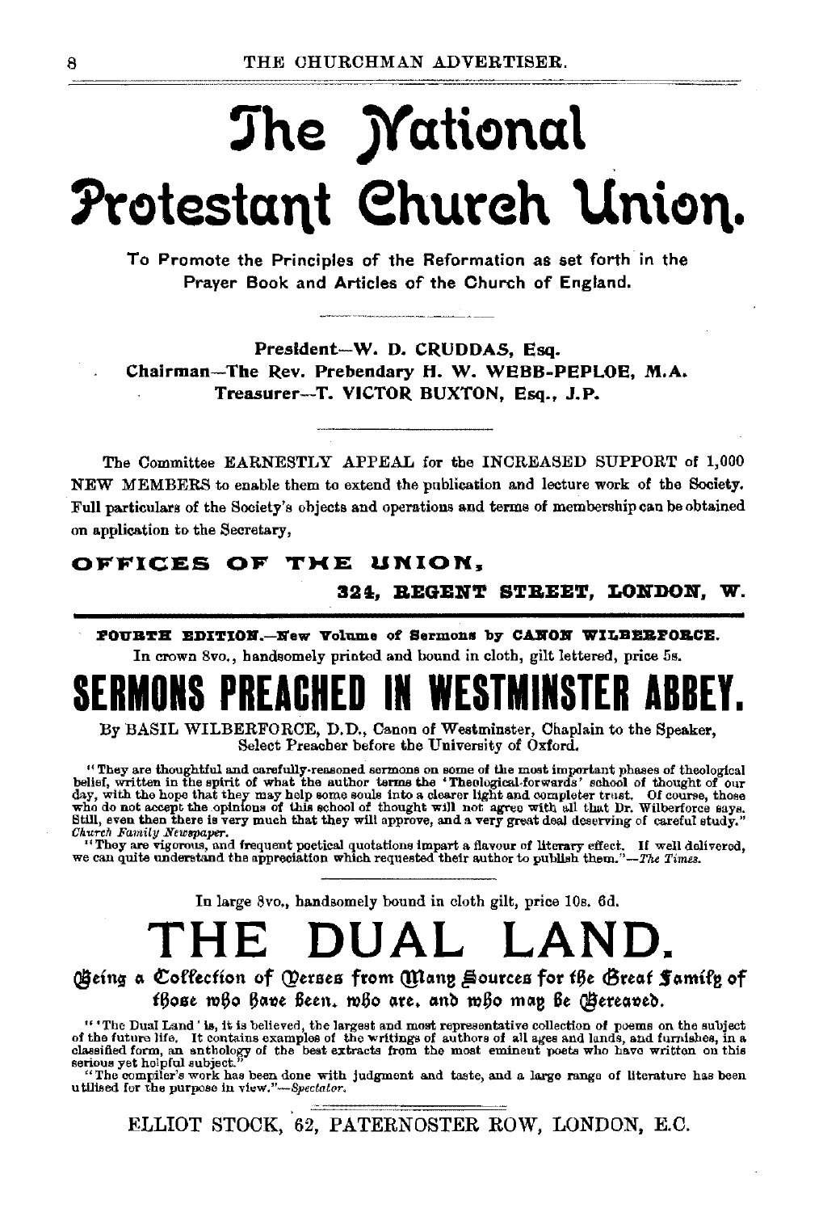# The National Protestant Church Union.

To Promote the Principles of the Reformation as set forth in the Prayer Book and Articles of the Church of England.

President—W. D. CRUDDAS, Esq.
Chairman—The Rev. Prebendary H. W. WEBB-PEPLOE, M.A.
Treasurer—T. VICTOR BUXTON, Esq., J.P.

The Committee EARNESTLY APPEAL for the INCREASED SUPPORT of 1,000 NEW MEMBERS to enable them to extend the publication and lecture work of the Society. Full particulars of the Society's objects and operations and terms of membership can be obtained on application to the Secretary,

**OFFICES OF THE UNION,**

**324, REGENT STREET, LONDON, W.**

---

**FOURTH EDITION.—New Volume of Sermons by CANON WILBERFORCE.**

In crown 8vo., handsomely printed and bound in cloth, gilt lettered, price 5s.

# SERMONS PREACHED IN WESTMINSTER ABBEY.

By BASIL WILBERFORCE, D.D., Canon of Westminster, Chaplain to the Speaker, Select Preacher before the University of Oxford.

"They are thoughtful and carefully-reasoned sermons on some of the most important phases of theological belief, written in the spirit of what the author terms the 'Theological-forwards' school of thought of our day, with the hope that they may help some souls into a clearer light and completer trust. Of course, those who do not accept the opinions of this school of thought will not agree with all that Dr. Wilberforce says. Still, even then there is very much that they will approve, and a very great deal deserving of careful study." *Church Family Newspaper.*

"They are vigorous, and frequent poetical quotations impart a flavour of literary effect. If well delivered, we can quite understand the appreciation which requested their author to publish them."—*The Times.*

---

In large 8vo., handsomely bound in cloth gilt, price 10s. 6d.

# THE DUAL LAND.

Being a Collection of Verses from Many Sources for the Great Family of those who have been, who are, and who may be Bereaved.

"'The Dual Land' is, it is believed, the largest and most representative collection of poems on the subject of the future life. It contains examples of the writings of authors of all ages and lands, and furnishes, in a classified form, an anthology of the best extracts from the most eminent poets who have written on this serious yet helpful subject."

"The compiler's work has been done with judgment and taste, and a large range of literature has been utilised for the purpose in view."—*Spectator.*

ELLIOT STOCK, 62, PATERNOSTER ROW, LONDON, E.C.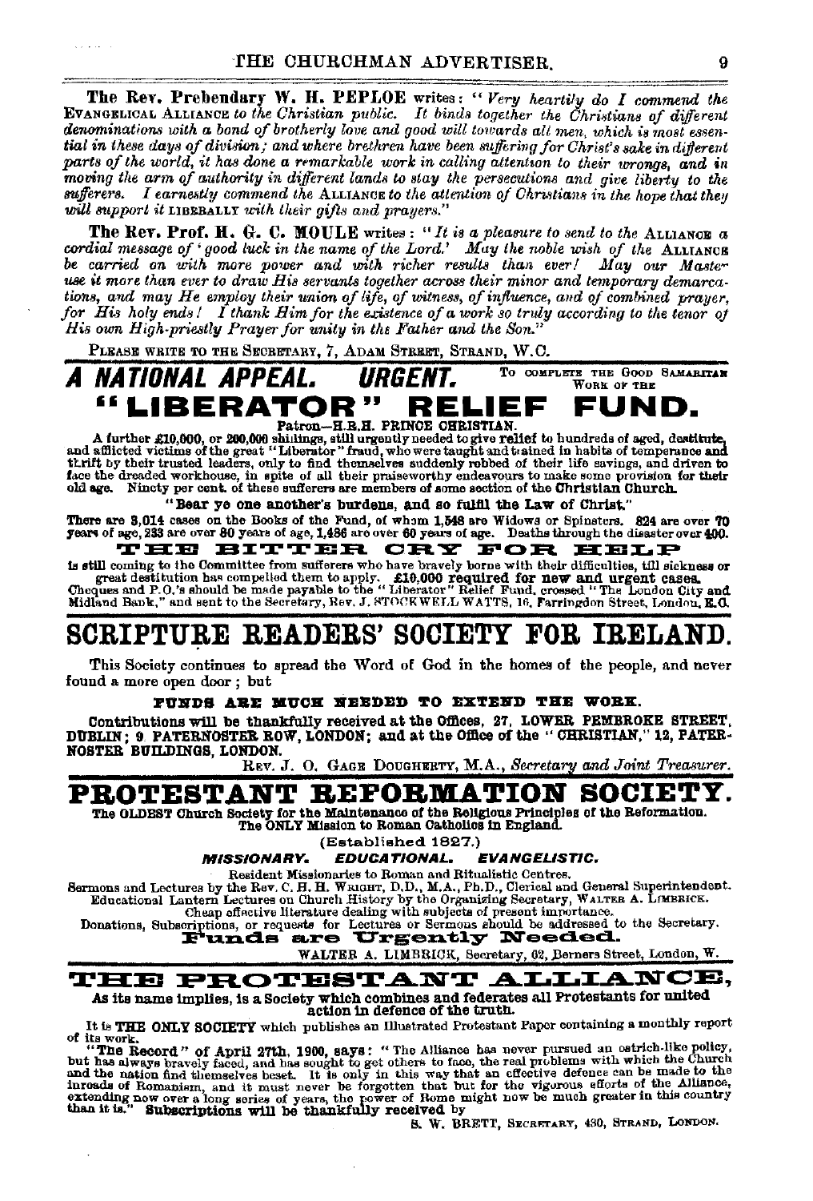**The Rev. Prebendary W. H. PEPLOE** writes: "*Very heartily do I commend the* EVANGELICAL ALLIANCE *to the Christian public. It binds together the Christians of different denominations with a bond of brotherly love and good will towards all men, which is most essential in these days of division; and where brethren have been suffering for Christ's sake in different parts of the world, it has done a remarkable work in calling attention to their wrongs, and in moving the arm of authority in different lands to stay the persecutions and give liberty to the sufferers. I earnestly commend the* ALLIANCE *to the attention of Christians in the hope that they will support it* LIBERALLY *with their gifts and prayers.*"

**The Rev. Prof. H. G. C. MOULE** writes: "*It is a pleasure to send to the* ALLIANCE *a cordial message of 'good luck in the name of the Lord.' May the noble wish of the* ALLIANCE *be carried on with more power and with richer results than ever! May our Master use it more than ever to draw His servants together across their minor and temporary demarcations, and may He employ their union of life, of witness, of influence, and of combined prayer, for His holy ends! I thank Him for the existence of a work so truly according to the tenor of His own High-priestly Prayer for unity in the Father and the Son.*"

PLEASE WRITE TO THE SECRETARY, 7, ADAM STREET, STRAND, W.C.

---

# *A NATIONAL APPEAL. URGENT.* TO COMPLETE THE GOOD SAMARITAN WORK OF THE "LIBERATOR" RELIEF FUND.

Patron—H.R.H. PRINCE CHRISTIAN.

A further £10,000, or 200,000 shillings, still urgently needed to give **relief** to hundreds of aged, **destitute**, and afflicted victims of the great "Liberator" fraud, who were taught and trained in habits of temperance **and** thrift by their trusted leaders, only to find themselves suddenly robbed of their life savings, and driven to face the dreaded workhouse, in spite of all their praiseworthy endeavours to make some provision for their old age. Ninety per cent. of these sufferers are members of some section of the **Christian Church.**

**"Bear ye one another's burdens, and so fulfil the Law of Christ."**

**There are 3,014** cases on the Books of the Fund, of whom **1,548** are Widows or Spinsters. **824** are over **70** years of age, **233** are over **80** years of age, **1,486** are over **60** years of age. Deaths through the disaster over **400.**

**THE BITTER CRY FOR HELP**

is still coming to the Committee from sufferers who have bravely borne with their difficulties, till sickness or great destitution has compelled them to apply. **£10,000 required for new and urgent cases.** Cheques and P.O.'s should be made payable to the "Liberator" Relief Fund, crossed "The London City and Midland Bank," and sent to the Secretary, Rev. J. STOCKWELL WATTS, 16, Farringdon Street, London, E.C.

---

# SCRIPTURE READERS' SOCIETY FOR IRELAND.

This Society continues to spread the Word of God in the homes of the people, and never found a more open door; but

**FUNDS ARE MUCH NEEDED TO EXTEND THE WORK.**

**Contributions will be thankfully received at the Offices, 27, LOWER PEMBROKE STREET, DUBLIN; 9 PATERNOSTER ROW, LONDON; and at the Office of the "CHRISTIAN," 12, PATERNOSTER BUILDINGS, LONDON.**

REV. J. O. GAGE DOUGHERTY, M.A., *Secretary and Joint Treasurer.*

---

# PROTESTANT REFORMATION SOCIETY.

**The OLDEST Church Society for the Maintenance of the Religious Principles of the Reformation. The ONLY Mission to Roman Catholics in England.**

(Established 1827.)

***MISSIONARY. EDUCATIONAL. EVANGELISTIC.***

Resident Missionaries to Roman and Ritualistic Centres.
Sermons and Lectures by the Rev. C. H. H. WRIGHT, D.D., M.A., Ph.D., Clerical and General Superintendent.
Educational Lantern Lectures on Church History by the Organizing Secretary, WALTER A. LIMBRICK.
Cheap effective literature dealing with subjects of present importance.
Donations, Subscriptions, or requests for Lectures or Sermons should be addressed to the Secretary.

**Funds are Urgently Needed.**

WALTER A. LIMBRICK, Secretary, 62, Berners Street, London, W.

---

# THE PROTESTANT ALLIANCE,

**As its name implies, is a Society which combines and federates all Protestants for united action in defence of the truth.**

It is **THE ONLY SOCIETY** which publishes an Illustrated Protestant Paper containing a monthly report of its work.

**"The Record" of April 27th, 1900, says:** "The Alliance has never pursued an ostrich-like policy, but has always bravely faced, and has sought to get others to face, the real problems with which the Church and the nation find themselves beset. It is only in this way that an effective defence can be made to the inroads of Romanism, and it must never be forgotten that but for the vigorous efforts of the Alliance, extending now over a long series of years, the power of Rome might now be much greater in this country than it is." **Subscriptions will be thankfully received** by

S. W. BRETT, SECRETARY, 430, STRAND, LONDON.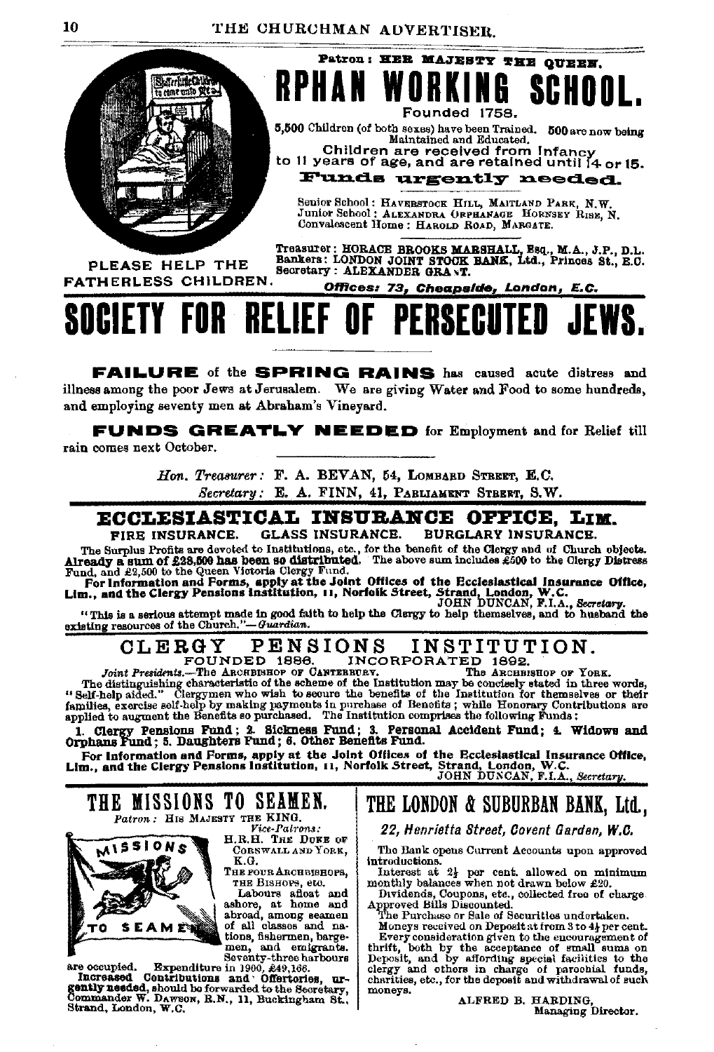Patron: HER MAJESTY THE QUEEN.

# RPHAN WORKING SCHOOL.

Founded 1758.

5,500 Children (of both sexes) have been Trained. 500 are now being Maintained and Educated.

Children are received from Infancy to 11 years of age, and are retained until 14 or 15.

**Funds urgently needed.**

Senior School: HAVERSTOCK HILL, MAITLAND PARK, N.W.
Junior School: ALEXANDRA ORPHANAGE HORNSEY RISE, N.
Convalescent Home: HAROLD ROAD, MARGATE.

PLEASE HELP THE FATHERLESS CHILDREN.

Treasurer: HORACE BROOKS MARSHALL, Esq., M.A., J.P., D.L.
Bankers: LONDON JOINT STOCK BANK, Ltd., Princes St., E.C.
Secretary: ALEXANDER GRANT.

*Offices: 73, Cheapside, London, E.C.*

# SOCIETY FOR RELIEF OF PERSECUTED JEWS.

**FAILURE** of the **SPRING RAINS** has caused acute distress and illness among the poor Jews at Jerusalem. We are giving Water and Food to some hundreds, and employing seventy men at Abraham's Vineyard.

**FUNDS GREATLY NEEDED** for Employment and for Relief till rain comes next October.

*Hon. Treasurer:* F. A. BEVAN, 54, LOMBARD STREET, E.C.
*Secretary:* E. A. FINN, 41, PARLIAMENT STREET, S.W.

## ECCLESIASTICAL INSURANCE OFFICE, LIM.

FIRE INSURANCE. GLASS INSURANCE. BURGLARY INSURANCE.

The Surplus Profits are devoted to Institutions, etc., for the benefit of the Clergy and of Church objects. **Already a sum of £28,500 has been so distributed.** The above sum includes £500 to the Clergy Distress Fund, and £2,500 to the Queen Victoria Clergy Fund.

**For Information and Forms, apply at the Joint Offices of the Ecclesiastical Insurance Office, Lim., and the Clergy Pensions Institution, 11, Norfolk Street, Strand, London, W.C.**
JOHN DUNCAN, F.I.A., *Secretary.*

"This is a serious attempt made in good faith to help the Clergy to help themselves, and to husband the existing resources of the Church."—*Guardian.*

## CLERGY PENSIONS INSTITUTION.

FOUNDED 1886. INCORPORATED 1892.

*Joint Presidents.*—The ARCHBISHOP OF CANTERBURY. The ARCHBISHOP OF YORK.

The distinguishing characteristic of the scheme of the Institution may be concisely stated in three words, "Self-help aided." Clergymen who wish to secure the benefits of the Institution for themselves or their families, exercise self-help by making payments in purchase of Benefits; while Honorary Contributions are applied to augment the Benefits so purchased. The Institution comprises the following Funds:

**1. Clergy Pensions Fund; 2. Sickness Fund; 3. Personal Accident Fund; 4. Widows and Orphans Fund; 5. Daughters Fund; 6. Other Benefits Fund.**

**For Information and Forms, apply at the Joint Offices of the Ecclesiastical Insurance Office, Lim., and the Clergy Pensions Institution, 11, Norfolk Street, Strand, London, W.C.**
JOHN DUNCAN, F.I.A., *Secretary.*

## THE MISSIONS TO SEAMEN.

*Patron:* HIS MAJESTY THE KING.

*Vice-Patrons:*
H.R.H. THE DUKE OF CORNWALL AND YORK, K.G.
THE FOUR ARCHBISHOPS, THE BISHOPS, etc.

Labours afloat and ashore, at home and abroad, among seamen of all classes and nations, fishermen, bargemen, and emigrants. Seventy-three harbours are occupied. Expenditure in 1900, £49,166.

**Increased Contributions and Offertories, urgently needed,** should be forwarded to the Secretary, Commander W. DAWSON, R.N., 11, Buckingham St., Strand, London, W.C.

## THE LONDON & SUBURBAN BANK, Ltd.,

*22, Henrietta Street, Covent Garden, W.C.*

The Bank opens Current Accounts upon approved introductions.

Interest at 2½ per cent. allowed on minimum monthly balances when not drawn below £20.

Dividends, Coupons, etc., collected free of charge.

Approved Bills Discounted.

The Purchase or Sale of Securities undertaken.

Moneys received on Deposit at from 3 to 4½ per cent.

Every consideration given to the encouragement of thrift, both by the acceptance of small sums on Deposit, and by affording special facilities to the clergy and others in charge of parochial funds, charities, etc., for the deposit and withdrawal of such moneys.

ALFRED B. HARDING,
Managing Director.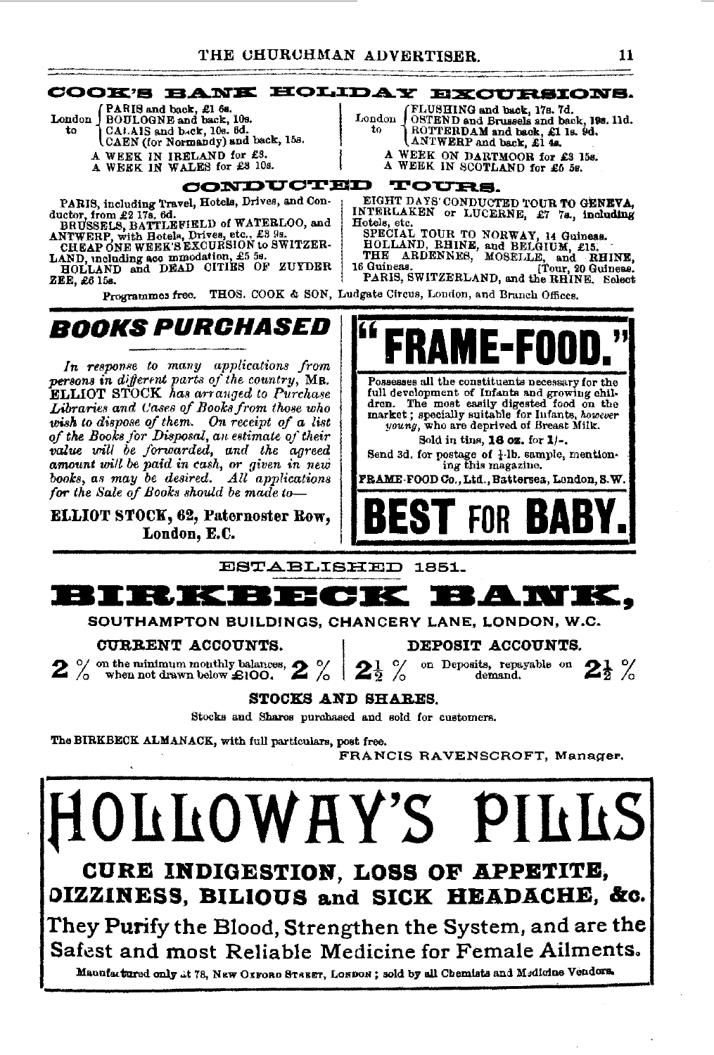## COOK'S BANK HOLIDAY EXCURSIONS.

London to
- PARIS and back, £1 6s.
- BOULOGNE and back, 10s.
- CALAIS and back, 10s. 6d.
- CAEN (for Normandy) and back, 15s.

A WEEK IN IRELAND for £3.
A WEEK IN WALES for £3 10s.

London to
- FLUSHING and back, 17s. 7d.
- OSTEND and Brussels and back, 19s. 11d.
- ROTTERDAM and back, £1 1s. 9d.
- ANTWERP and back, £1 4s.

A WEEK ON DARTMOOR for £3 15s.
A WEEK IN SCOTLAND for £5 5s.

### CONDUCTED TOURS.

PARIS, including Travel, Hotels, Drives, and Conductor, from £2 17s. 6d.
BRUSSELS, BATTLEFIELD of WATERLOO, and ANTWERP, with Hotels, Drives, etc., £3 9s.
CHEAP ONE WEEK'S EXCURSION to SWITZERLAND, including accommodation, £5 5s.
HOLLAND and DEAD CITIES OF ZUYDER ZEE, £6 15s.

EIGHT DAYS' CONDUCTED TOUR TO GENEVA, INTERLAKEN or LUCERNE, £7 7s., including Hotels, etc.
SPECIAL TOUR TO NORWAY, 14 Guineas.
HOLLAND, RHINE, and BELGIUM, £15.
THE ARDENNES, MOSELLE, and RHINE, 16 Guineas.
PARIS, SWITZERLAND, and the RHINE. Select Tour, 20 Guineas.

Programmes free. THOS. COOK & SON, Ludgate Circus, London, and Branch Offices.

---

## BOOKS PURCHASED

*In response to many applications from persons in different parts of the country,* MR. ELLIOT STOCK *has arranged to Purchase Libraries and Cases of Books from those who wish to dispose of them. On receipt of a list of the Books for Disposal, an estimate of their value will be forwarded, and the agreed amount will be paid in cash, or given in new books, as may be desired. All applications for the Sale of Books should be made to—*

**ELLIOT STOCK, 62, Paternoster Row, London, E.C.**

---

## "FRAME-FOOD."

Possesses all the constituents necessary for the full development of Infants and growing children. The most easily digested food on the market; specially suitable for Infants, *however young*, who are deprived of Breast Milk.

Sold in tins, **16 oz.** for **1/-**.

Send 3d. for postage of ½-lb. sample, mentioning this magazine.

**FRAME-FOOD Co., Ltd., Battersea, London, S.W.**

## BEST FOR BABY.

---

ESTABLISHED 1851.

## BIRKBECK BANK,

SOUTHAMPTON BUILDINGS, CHANCERY LANE, LONDON, W.C.

**CURRENT ACCOUNTS.**

2 % on the minimum monthly balances, when not drawn below £100. 2 %

**DEPOSIT ACCOUNTS.**

2½ % on Deposits, repayable on demand. 2½ %

**STOCKS AND SHARES.**

Stocks and Shares purchased and sold for customers.

The BIRKBECK ALMANACK, with full particulars, post free.

FRANCIS RAVENSCROFT, Manager.

---

# HOLLOWAY'S PILLS

**CURE INDIGESTION, LOSS OF APPETITE, DIZZINESS, BILIOUS and SICK HEADACHE, &c.**

They Purify the Blood, Strengthen the System, and are the Safest and most Reliable Medicine for Female Ailments.

Manufactured only at 78, NEW OXFORD STREET, LONDON; sold by all Chemists and Medicine Vendors.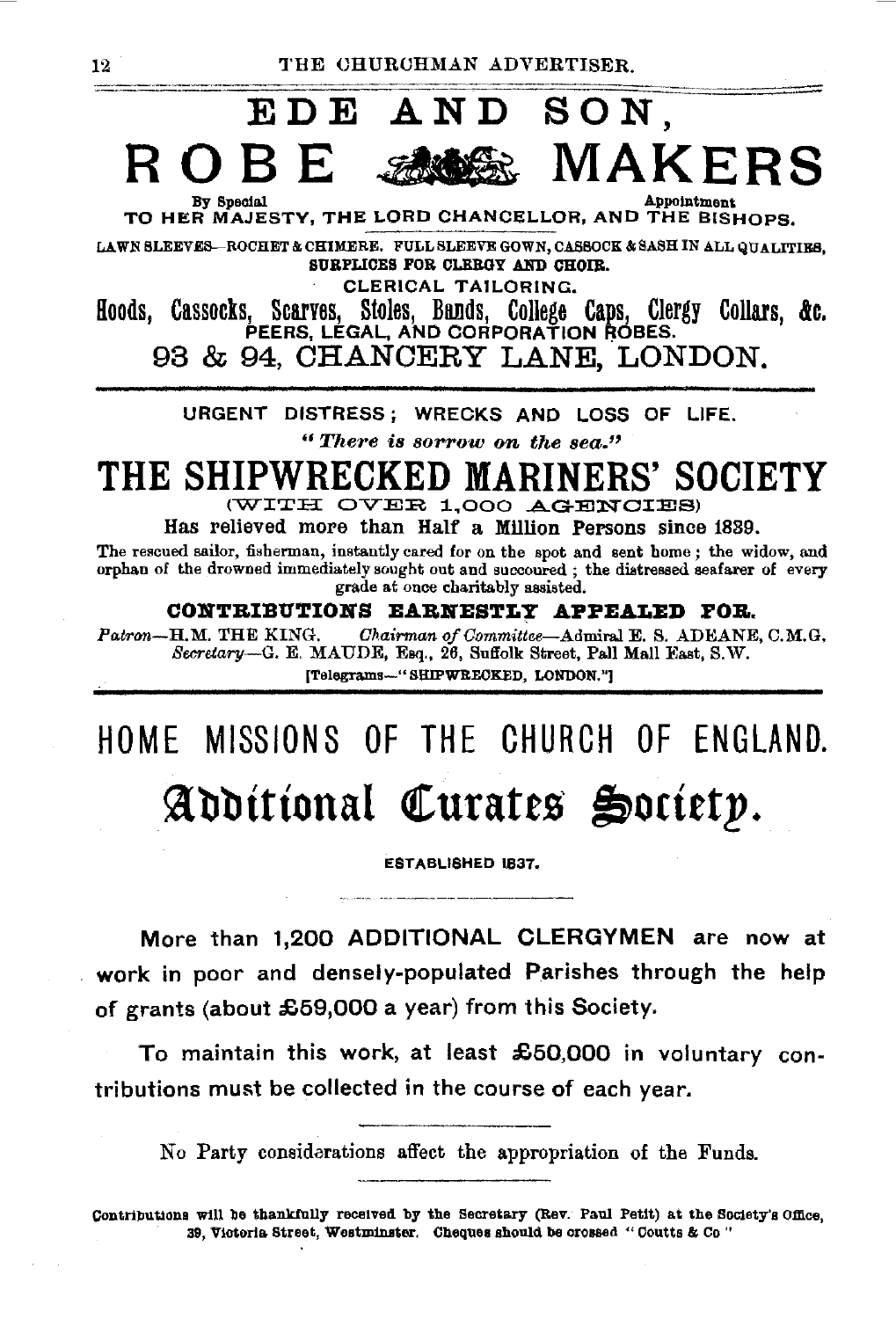# EDE AND SON,

# ROBE MAKERS

By Special Appointment

**TO HER MAJESTY, THE LORD CHANCELLOR, AND THE BISHOPS.**

LAWN SLEEVES—ROCHET & CHIMERE. FULL SLEEVE GOWN, CASSOCK & SASH IN ALL QUALITIES, SURPLICES FOR CLERGY AND CHOIR.

CLERICAL TAILORING.

**Hoods, Cassocks, Scarves, Stoles, Bands, College Caps, Clergy Collars, &c.**

PEERS, LEGAL, AND CORPORATION ROBES.

**93 & 94, CHANCERY LANE, LONDON.**

---

URGENT DISTRESS; WRECKS AND LOSS OF LIFE.

*"There is sorrow on the sea."*

# THE SHIPWRECKED MARINERS' SOCIETY

(WITH OVER 1,000 AGENCIES)

**Has relieved more than Half a Million Persons since 1839.**

The rescued sailor, fisherman, instantly cared for on the spot and sent home; the widow, and orphan of the drowned immediately sought out and succoured; the distressed seafarer of every grade at once charitably assisted.

**CONTRIBUTIONS EARNESTLY APPEALED FOR.**

*Patron*—H.M. THE KING. *Chairman of Committee*—Admiral E. S. ADEANE, C.M.G. *Secretary*—G. E. MAUDE, Esq., 26, Suffolk Street, Pall Mall East, S.W.

[Telegrams—"SHIPWRECKED, LONDON."]

---

# HOME MISSIONS OF THE CHURCH OF ENGLAND.

# Additional Curates Society.

ESTABLISHED 1837.

More than 1,200 ADDITIONAL CLERGYMEN are now at work in poor and densely-populated Parishes through the help of grants (about £59,000 a year) from this Society.

To maintain this work, at least £50,000 in voluntary contributions must be collected in the course of each year.

No Party considerations affect the appropriation of the Funds.

Contributions will be thankfully received by the Secretary (Rev. Paul Petit) at the Society's Office, 39, Victoria Street, Westminster. Cheques should be crossed "Coutts & Co"